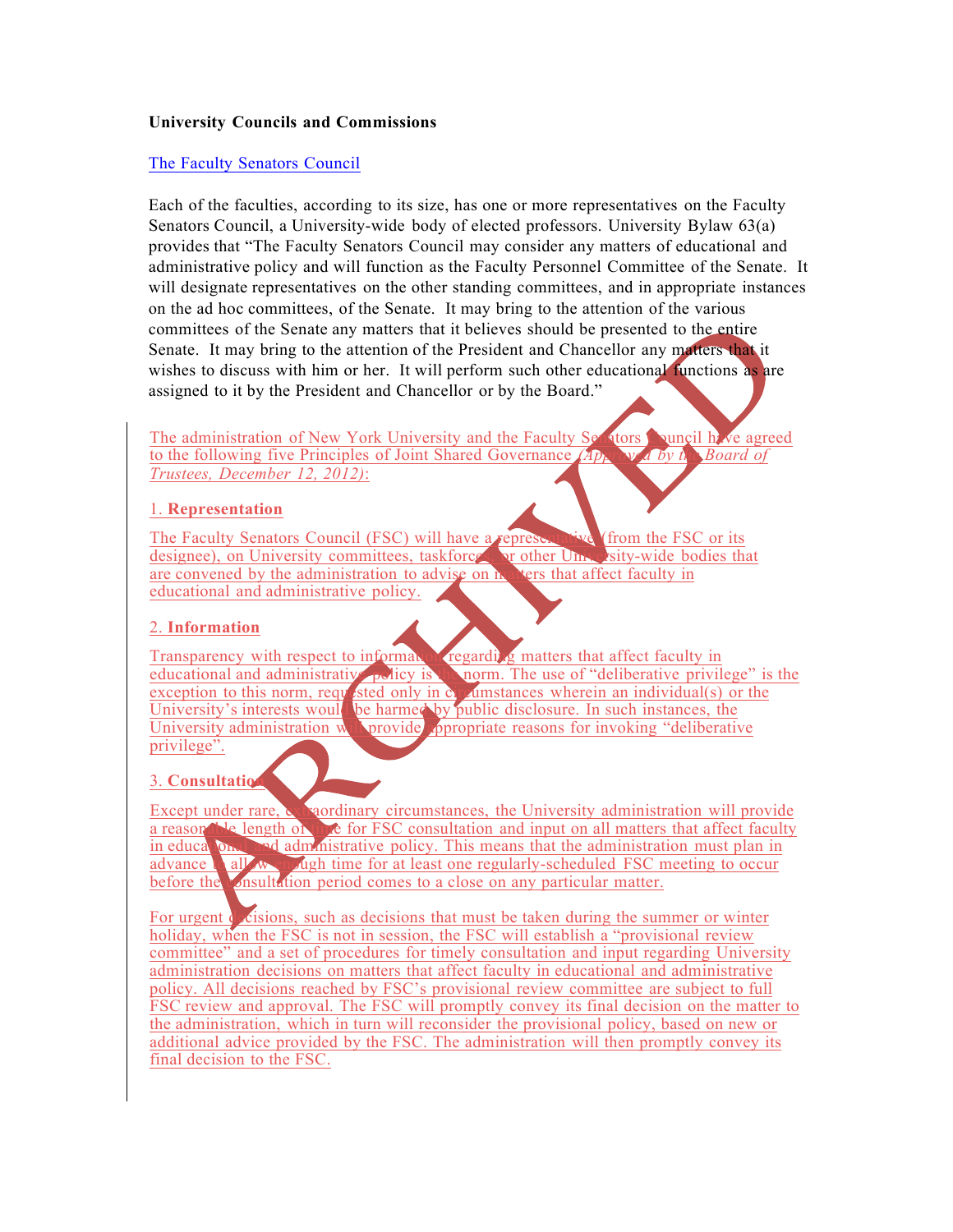**University Councils and Commissions**

The Faculty Senators Council

Each of the faculties, according to its size, has one or more representatives on the Faculty Senators Council, a University-wide body of elected professors. University Bylaw 63(a) provides that "The Faculty Senators Council may consider any matters of educational and administrative policy and will function as the Faculty Personnel Committee of the Senate. It will designate representatives on the other standing committees, and in appropriate instances on the ad hoc committees, of the Senate. It may bring to the attention of the various committees of the Senate any matters that it believes should be presented to the entire Senate. It may bring to the attention of the President and Chancellor any matters that it wishes to discuss with him or her. It will perform such other educational functions as are assigned to it by the President and Chancellor or by the Board."

The administration of New York University and the Faculty Senators Council have agreed to the following five Principles of Joint Shared Governance *(Approved by the Board of Trustees, December 12, 2012)*:

1. **Representation**

The Faculty Senators Council (FSC) will have a representative (from the FSC or its designee), on University committees, taskforces, or other University-wide bodies that are convened by the administration to advise on matters that affect faculty in educational and administrative policy.

2. **Information**

Transparency with respect to information regarding matters that affect faculty in educational and administrative policy is the norm. The use of "deliberative privilege" is the exception to this norm, requested only in circumstances wherein an individual(s) or the University's interests would be harmed by public disclosure. In such instances, the University administration will provide appropriate reasons for invoking "deliberative privilege".

3. **Consultation**

Except under rare, extraordinary circumstances, the University administration will provide a reasonable length of time for FSC consultation and input on all matters that affect faculty in educational and administrative policy. This means that the administration must plan in advance to allow enough time for at least one regularly-scheduled FSC meeting to occur before the consultation period comes to a close on any particular matter.

For urgent decisions, such as decisions that must be taken during the summer or winter holiday, when the FSC is not in session, the FSC will establish a "provisional review committee" and a set of procedures for timely consultation and input regarding University administration decisions on matters that affect faculty in educational and administrative policy. All decisions reached by FSC's provisional review committee are subject to full FSC review and approval. The FSC will promptly convey its final decision on the matter to the administration, which in turn will reconsider the provisional policy, based on new or additional advice provided by the FSC. The administration will then promptly convey its final decision to the FSC.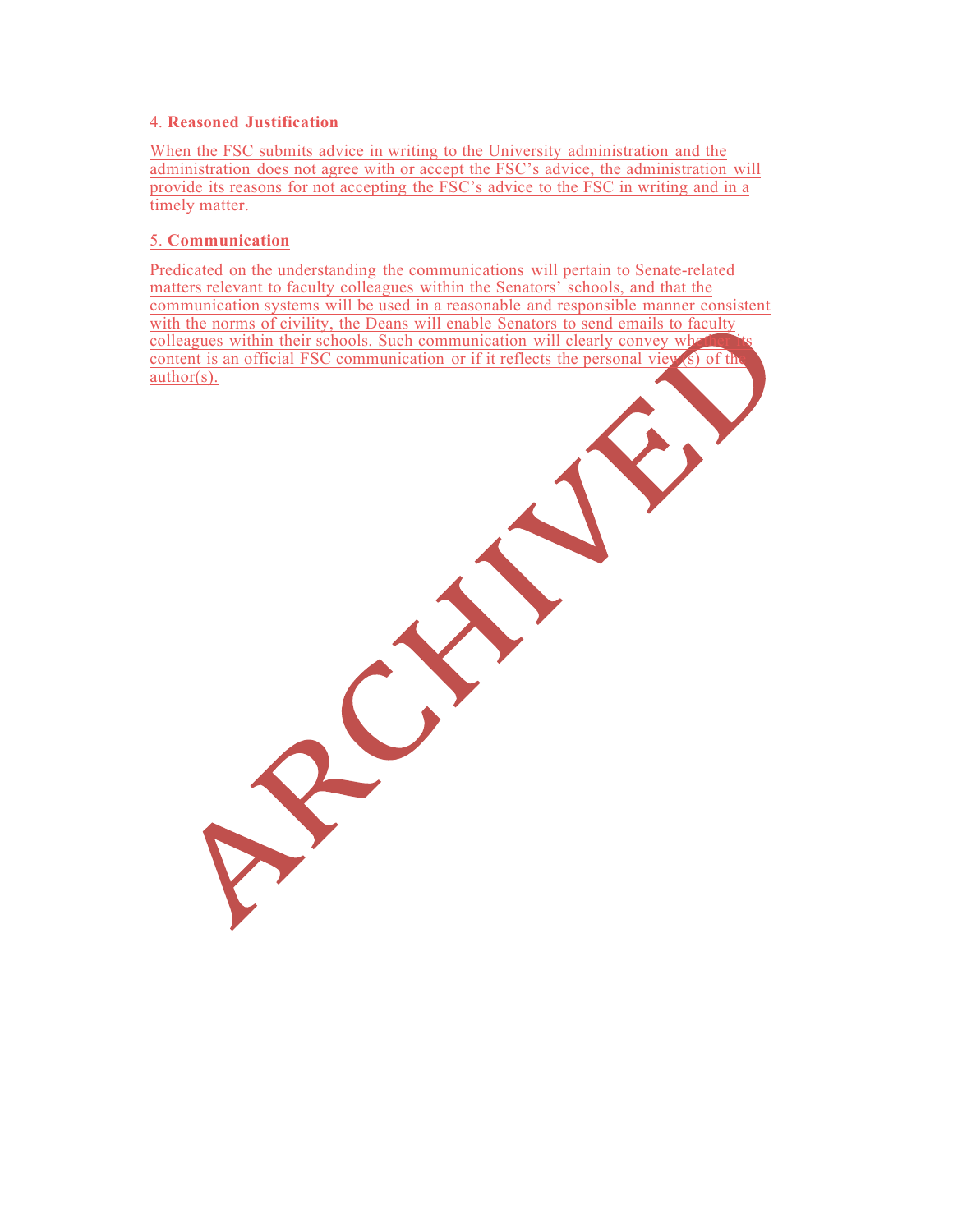4. **Reasoned Justification**

When the FSC submits advice in writing to the University administration and the administration does not agree with or accept the FSC's advice, the administration will provide its reasons for not accepting the FSC's advice to the FSC in writing and in a timely matter.

5. **Communication**

Predicated on the understanding the communications will pertain to Senate-related matters relevant to faculty colleagues within the Senators' schools, and that the communication systems will be used in a reasonable and responsible manner consistent with the norms of civility, the Deans will enable Senators to send emails to faculty colleagues within their schools. Such communication will clearly convey whether its content is an official FSC communication or if it reflects the personal view(s) of the author(s).

ARCHIVED